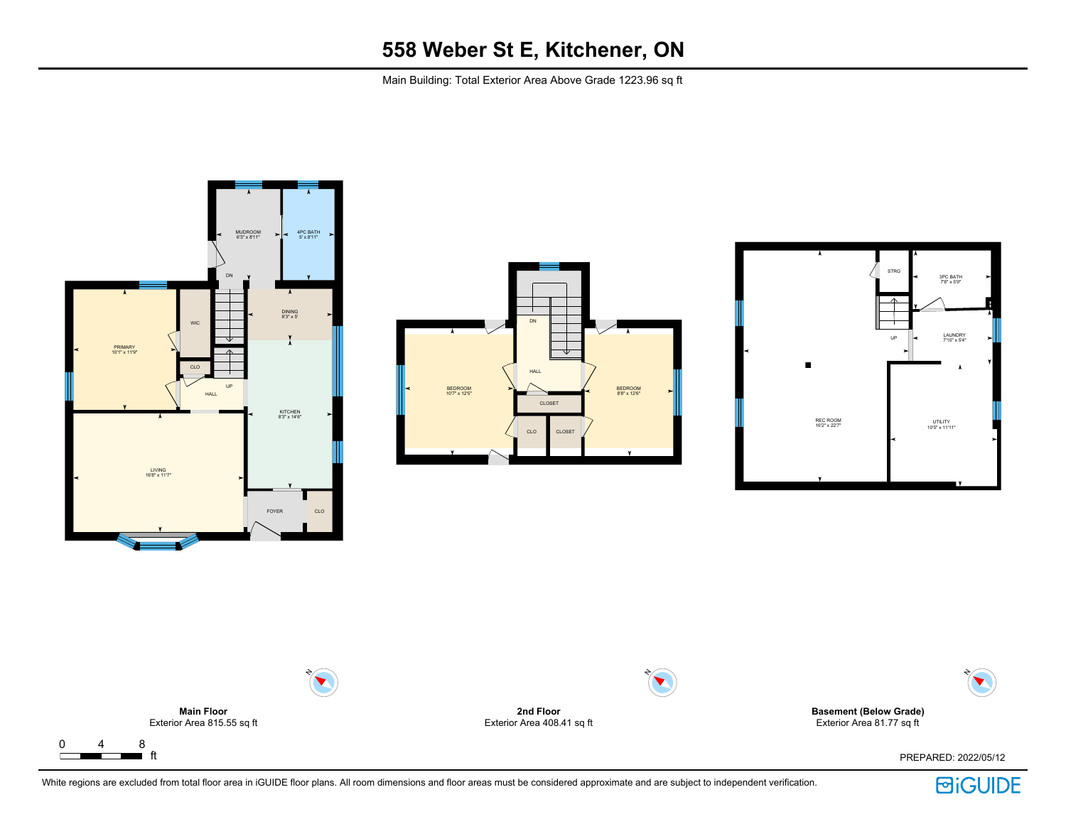# 558 Weber St E, Kitchener, ON

Main Building: Total Exterior Area Above Grade 1223.96 sq ft

MUDROOM
6'3" x 8'11"

4PC BATH
5' x 8'11"

DN

WIC

PRIMARY
10'1" x 11'9"

DINING
8'3" x 9'

CLO

UP

HALL

KITCHEN
8'3" x 14'6"

LIVING
16'8" x 11'7"

FOYER

CLO

**Main Floor**
Exterior Area 815.55 sq ft

DN

BEDROOM
10'7" x 12'5"

HALL

BEDROOM
8'8" x 12'6"

CLOSET

CLO

CLOSET

**2nd Floor**
Exterior Area 408.41 sq ft

STRG

3PC BATH
7'8" x 5'9"

UP

LAUNDRY
7'10" x 5'4"

REC ROOM
16'2" x 22'7"

UTILITY
10'5" x 11'11"

**Basement (Below Grade)**
Exterior Area 81.77 sq ft

0 4 8
ft

PREPARED: 2022/05/12

White regions are excluded from total floor area in iGUIDE floor plans. All room dimensions and floor areas must be considered approximate and are subject to independent verification.

iGUIDE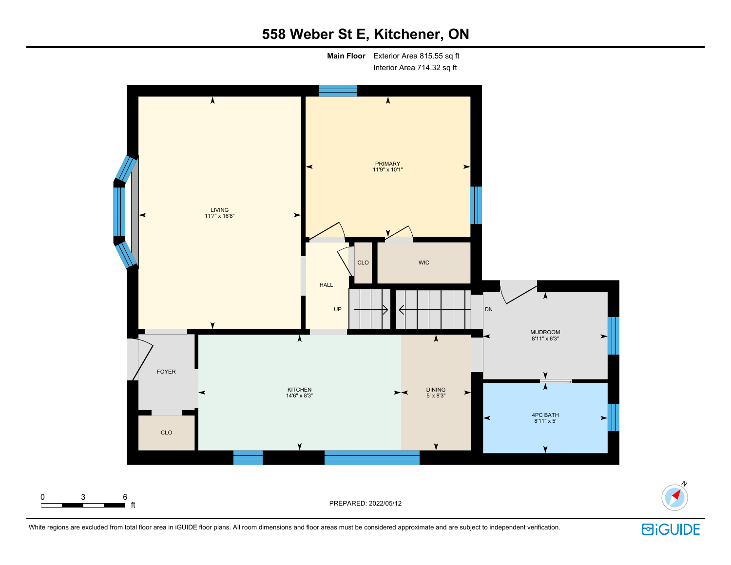# 558 Weber St E, Kitchener, ON

**Main Floor** Exterior Area 815.55 sq ft
Interior Area 714.32 sq ft

LIVING
11'7" x 16'8"

PRIMARY
11'9" x 10'1"

HALL

CLO

WIC

UP

DN

MUDROOM
8'11" x 6'3"

FOYER

KITCHEN
14'6" x 8'3"

DINING
5' x 8'3"

4PC BATH
8'11" x 5'

CLO

0 3 6 ft

PREPARED: 2022/05/12

N

White regions are excluded from total floor area in iGUIDE floor plans. All room dimensions and floor areas must be considered approximate and are subject to independent verification.

iGUIDE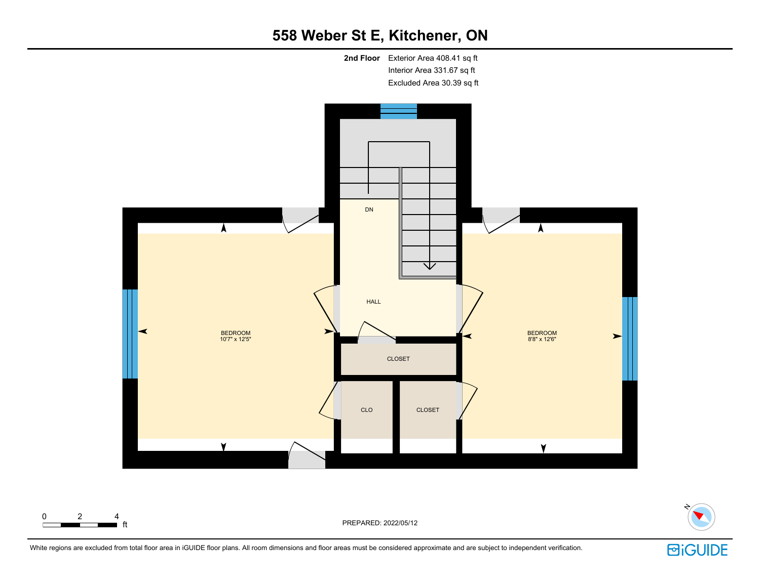# 558 Weber St E, Kitchener, ON

**2nd Floor** Exterior Area 408.41 sq ft
Interior Area 331.67 sq ft
Excluded Area 30.39 sq ft

DN

HALL

BEDROOM
10'7" x 12'5"

BEDROOM
8'8" x 12'6"

CLOSET

CLO

CLOSET

0 2 4 ft

PREPARED: 2022/05/12

White regions are excluded from total floor area in iGUIDE floor plans. All room dimensions and floor areas must be considered approximate and are subject to independent verification.

iGUIDE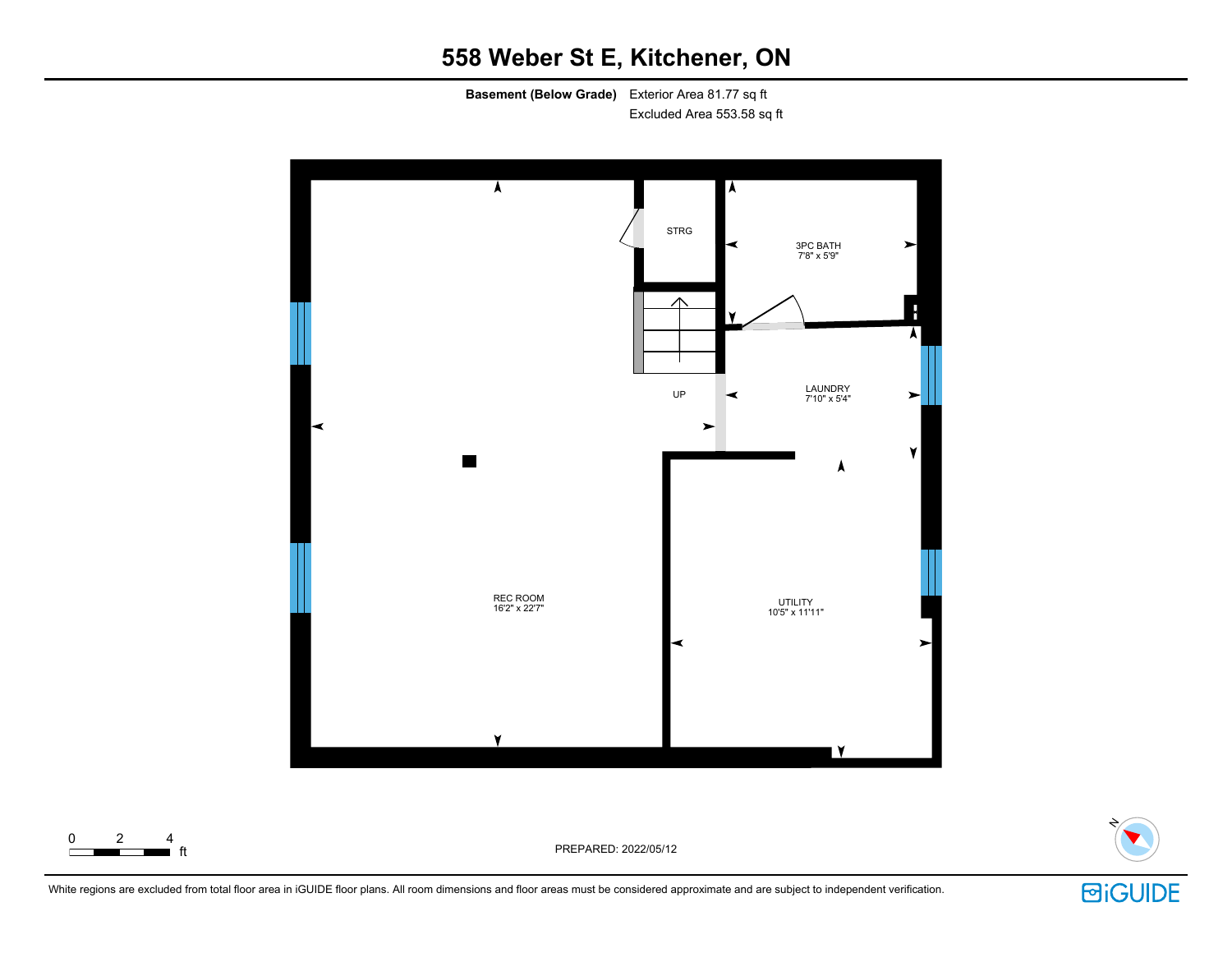# 558 Weber St E, Kitchener, ON

**Basement (Below Grade)** Exterior Area 81.77 sq ft
Excluded Area 553.58 sq ft

STRG

3PC BATH
7'8" x 5'9"

UP

LAUNDRY
7'10" x 5'4"

REC ROOM
16'2" x 22'7"

UTILITY
10'5" x 11'11"

0 2 4 ft

PREPARED: 2022/05/12

White regions are excluded from total floor area in iGUIDE floor plans. All room dimensions and floor areas must be considered approximate and are subject to independent verification.

iGUIDE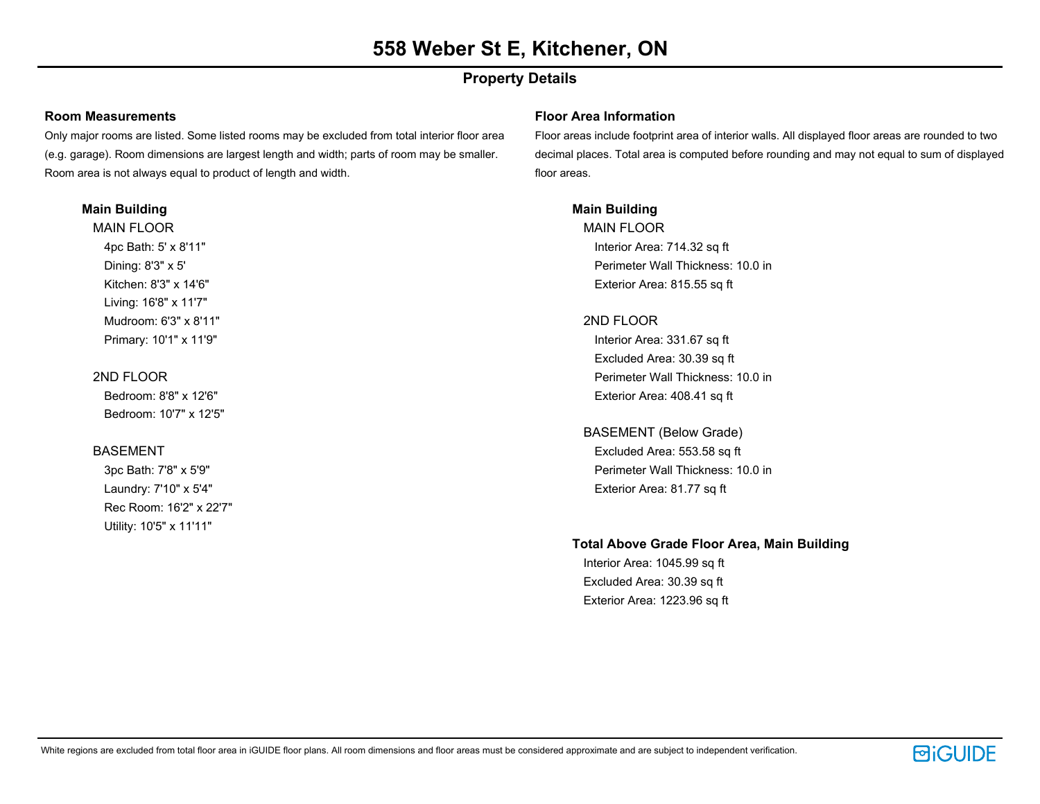# 558 Weber St E, Kitchener, ON

## Property Details

### Room Measurements

Only major rooms are listed. Some listed rooms may be excluded from total interior floor area (e.g. garage). Room dimensions are largest length and width; parts of room may be smaller. Room area is not always equal to product of length and width.

**Main Building**

MAIN FLOOR

- 4pc Bath: 5' x 8'11"
- Dining: 8'3" x 5'
- Kitchen: 8'3" x 14'6"
- Living: 16'8" x 11'7"
- Mudroom: 6'3" x 8'11"
- Primary: 10'1" x 11'9"

2ND FLOOR

- Bedroom: 8'8" x 12'6"
- Bedroom: 10'7" x 12'5"

BASEMENT

- 3pc Bath: 7'8" x 5'9"
- Laundry: 7'10" x 5'4"
- Rec Room: 16'2" x 22'7"
- Utility: 10'5" x 11'11"

### Floor Area Information

Floor areas include footprint area of interior walls. All displayed floor areas are rounded to two decimal places. Total area is computed before rounding and may not equal to sum of displayed floor areas.

**Main Building**

MAIN FLOOR

- Interior Area: 714.32 sq ft
- Perimeter Wall Thickness: 10.0 in
- Exterior Area: 815.55 sq ft

2ND FLOOR

- Interior Area: 331.67 sq ft
- Excluded Area: 30.39 sq ft
- Perimeter Wall Thickness: 10.0 in
- Exterior Area: 408.41 sq ft

BASEMENT (Below Grade)

- Excluded Area: 553.58 sq ft
- Perimeter Wall Thickness: 10.0 in
- Exterior Area: 81.77 sq ft

**Total Above Grade Floor Area, Main Building**

- Interior Area: 1045.99 sq ft
- Excluded Area: 30.39 sq ft
- Exterior Area: 1223.96 sq ft

White regions are excluded from total floor area in iGUIDE floor plans. All room dimensions and floor areas must be considered approximate and are subject to independent verification.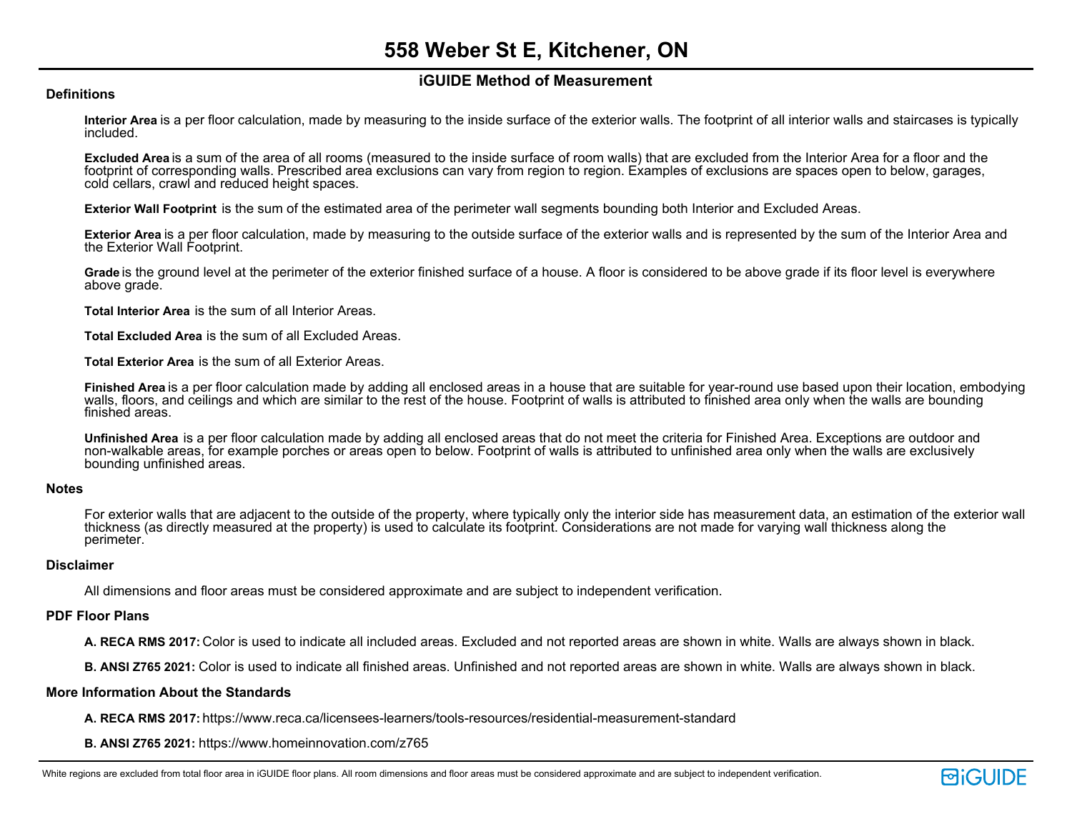# 558 Weber St E, Kitchener, ON

## iGUIDE Method of Measurement

### Definitions

**Interior Area** is a per floor calculation, made by measuring to the inside surface of the exterior walls. The footprint of all interior walls and staircases is typically included.

**Excluded Area** is a sum of the area of all rooms (measured to the inside surface of room walls) that are excluded from the Interior Area for a floor and the footprint of corresponding walls. Prescribed area exclusions can vary from region to region. Examples of exclusions are spaces open to below, garages, cold cellars, crawl and reduced height spaces.

**Exterior Wall Footprint** is the sum of the estimated area of the perimeter wall segments bounding both Interior and Excluded Areas.

**Exterior Area** is a per floor calculation, made by measuring to the outside surface of the exterior walls and is represented by the sum of the Interior Area and the Exterior Wall Footprint.

**Grade** is the ground level at the perimeter of the exterior finished surface of a house. A floor is considered to be above grade if its floor level is everywhere above grade.

**Total Interior Area** is the sum of all Interior Areas.

**Total Excluded Area** is the sum of all Excluded Areas.

**Total Exterior Area** is the sum of all Exterior Areas.

**Finished Area** is a per floor calculation made by adding all enclosed areas in a house that are suitable for year-round use based upon their location, embodying walls, floors, and ceilings and which are similar to the rest of the house. Footprint of walls is attributed to finished area only when the walls are bounding finished areas.

**Unfinished Area** is a per floor calculation made by adding all enclosed areas that do not meet the criteria for Finished Area. Exceptions are outdoor and non-walkable areas, for example porches or areas open to below. Footprint of walls is attributed to unfinished area only when the walls are exclusively bounding unfinished areas.

### Notes

For exterior walls that are adjacent to the outside of the property, where typically only the interior side has measurement data, an estimation of the exterior wall thickness (as directly measured at the property) is used to calculate its footprint. Considerations are not made for varying wall thickness along the perimeter.

### Disclaimer

All dimensions and floor areas must be considered approximate and are subject to independent verification.

### PDF Floor Plans

**A. RECA RMS 2017:** Color is used to indicate all included areas. Excluded and not reported areas are shown in white. Walls are always shown in black.

**B. ANSI Z765 2021:** Color is used to indicate all finished areas. Unfinished and not reported areas are shown in white. Walls are always shown in black.

### More Information About the Standards

**A. RECA RMS 2017:** https://www.reca.ca/licensees-learners/tools-resources/residential-measurement-standard

**B. ANSI Z765 2021:** https://www.homeinnovation.com/z765

White regions are excluded from total floor area in iGUIDE floor plans. All room dimensions and floor areas must be considered approximate and are subject to independent verification.